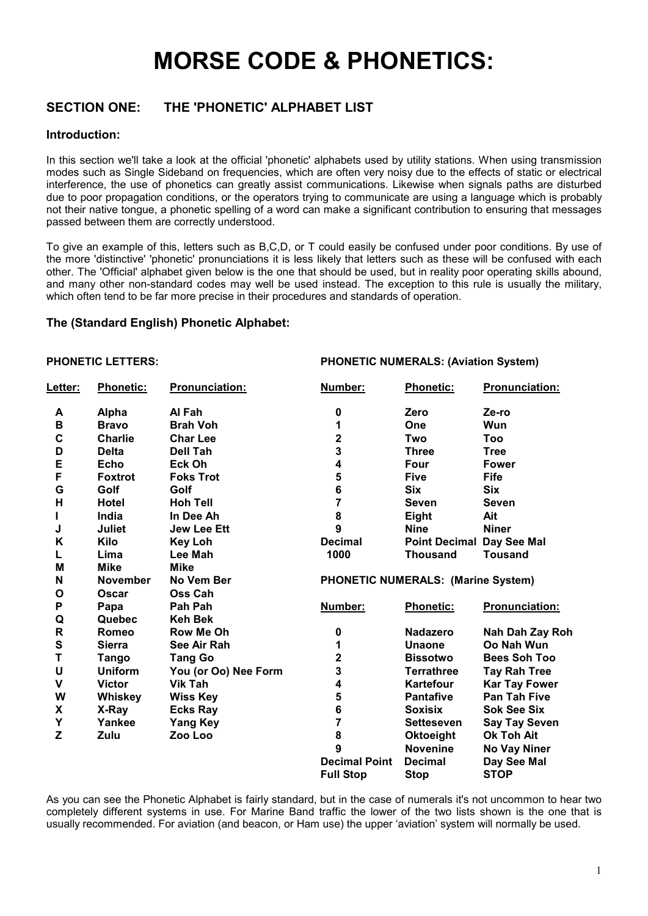# MORSE CODE & PHONETICS:

## SECTION ONE: THE 'PHONETIC' ALPHABET LIST

### Introduction:

In this section we'll take a look at the official 'phonetic' alphabets used by utility stations. When using transmission modes such as Single Sideband on frequencies, which are often very noisy due to the effects of static or electrical interference, the use of phonetics can greatly assist communications. Likewise when signals paths are disturbed due to poor propagation conditions, or the operators trying to communicate are using a language which is probably not their native tongue, a phonetic spelling of a word can make a significant contribution to ensuring that messages passed between them are correctly understood.

To give an example of this, letters such as B,C,D, or T could easily be confused under poor conditions. By use of the more 'distinctive' 'phonetic' pronunciations it is less likely that letters such as these will be confused with each other. The 'Official' alphabet given below is the one that should be used, but in reality poor operating skills abound, and many other non-standard codes may well be used instead. The exception to this rule is usually the military, which often tend to be far more precise in their procedures and standards of operation.

### The (Standard English) Phonetic Alphabet:

**PHONETIC LETTERS:**

| Letter: | Phonetic: | Pronunciation: |
|---|---|---|
| A | Alpha | Al Fah |
| B | Bravo | Brah Voh |
| C | Charlie | Char Lee |
| D | Delta | Dell Tah |
| E | Echo | Eck Oh |
| F | Foxtrot | Foks Trot |
| G | Golf | Golf |
| H | Hotel | Hoh Tell |
| I | India | In Dee Ah |
| J | Juliet | Jew Lee Ett |
| K | Kilo | Key Loh |
| L | Lima | Lee Mah |
| M | Mike | Mike |
| N | November | No Vem Ber |
| O | Oscar | Oss Cah |
| P | Papa | Pah Pah |
| Q | Quebec | Keh Bek |
| R | Romeo | Row Me Oh |
| S | Sierra | See Air Rah |
| T | Tango | Tang Go |
| U | Uniform | You (or Oo) Nee Form |
| V | Victor | Vik Tah |
| W | Whiskey | Wiss Key |
| X | X-Ray | Ecks Ray |
| Y | Yankee | Yang Key |
| Z | Zulu | Zoo Loo |

**PHONETIC NUMERALS: (Aviation System)**

| Number: | Phonetic: | Pronunciation: |
|---|---|---|
| 0 | Zero | Ze-ro |
| 1 | One | Wun |
| 2 | Two | Too |
| 3 | Three | Tree |
| 4 | Four | Fower |
| 5 | Five | Fife |
| 6 | Six | Six |
| 7 | Seven | Seven |
| 8 | Eight | Ait |
| 9 | Nine | Niner |
| Decimal | Point Decimal | Day See Mal |
| 1000 | Thousand | Tousand |

**PHONETIC NUMERALS: (Marine System)**

| Number: | Phonetic: | Pronunciation: |
|---|---|---|
| 0 | Nadazero | Nah Dah Zay Roh |
| 1 | Unaone | Oo Nah Wun |
| 2 | Bissotwo | Bees Soh Too |
| 3 | Terrathree | Tay Rah Tree |
| 4 | Kartefour | Kar Tay Fower |
| 5 | Pantafive | Pan Tah Five |
| 6 | Soxisix | Sok See Six |
| 7 | Setteseven | Say Tay Seven |
| 8 | Oktoeight | Ok Toh Ait |
| 9 | Novenine | No Vay Niner |
| Decimal Point | Decimal | Day See Mal |
| Full Stop | Stop | STOP |

As you can see the Phonetic Alphabet is fairly standard, but in the case of numerals it's not uncommon to hear two completely different systems in use. For Marine Band traffic the lower of the two lists shown is the one that is usually recommended. For aviation (and beacon, or Ham use) the upper 'aviation' system will normally be used.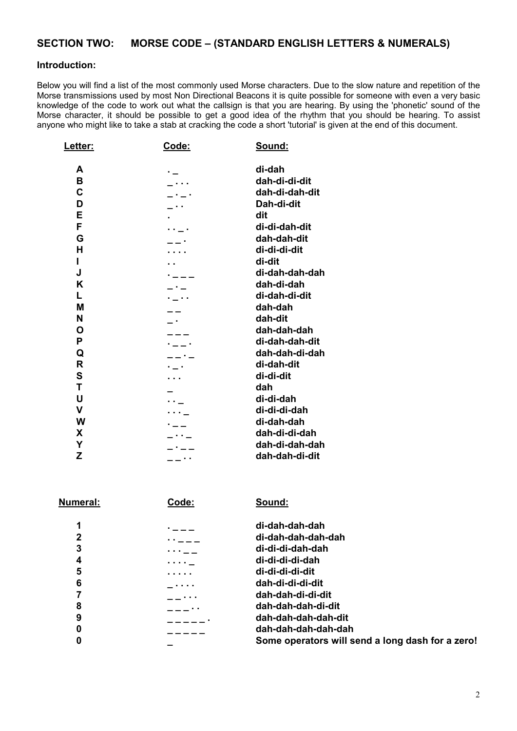## SECTION TWO: MORSE CODE – (STANDARD ENGLISH LETTERS & NUMERALS)

### Introduction:

Below you will find a list of the most commonly used Morse characters. Due to the slow nature and repetition of the Morse transmissions used by most Non Directional Beacons it is quite possible for someone with even a very basic knowledge of the code to work out what the callsign is that you are hearing. By using the 'phonetic' sound of the Morse character, it should be possible to get a good idea of the rhythm that you should be hearing. To assist anyone who might like to take a stab at cracking the code a short 'tutorial' is given at the end of this document.

| Letter: | Code: | Sound: |
|---|---|---|
| A | . _ | di-dah |
| B | _ . . . | dah-di-di-dit |
| C | _ . _ . | dah-di-dah-dit |
| D | _ . . | Dah-di-dit |
| E | . | dit |
| F | . . _ . | di-di-dah-dit |
| G | _ _ . | dah-dah-dit |
| H | . . . . | di-di-di-dit |
| I | . . | di-dit |
| J | . _ _ _ | di-dah-dah-dah |
| K | _ . _ | dah-di-dah |
| L | . _ . . | di-dah-di-dit |
| M | _ _ | dah-dah |
| N | _ . | dah-dit |
| O | _ _ _ | dah-dah-dah |
| P | . _ _ . | di-dah-dah-dit |
| Q | _ _ . _ | dah-dah-di-dah |
| R | . _ . | di-dah-dit |
| S | . . . | di-di-dit |
| T | _ | dah |
| U | . . _ | di-di-dah |
| V | . . . _ | di-di-di-dah |
| W | . _ _ | di-dah-dah |
| X | _ . . _ | dah-di-di-dah |
| Y | _ . _ _ | dah-di-dah-dah |
| Z | _ _ . . | dah-dah-di-dit |

| Numeral: | Code: | Sound: |
|---|---|---|
| 1 | . _ _ _ | di-dah-dah-dah |
| 2 | . . _ _ _ | di-dah-dah-dah-dah |
| 3 | . . . _ _ | di-di-di-dah-dah |
| 4 | . . . . _ | di-di-di-di-dah |
| 5 | . . . . . | di-di-di-di-dit |
| 6 | _ . . . . | dah-di-di-di-dit |
| 7 | _ _ . . . | dah-dah-di-di-dit |
| 8 | _ _ _ . . | dah-dah-dah-di-dit |
| 9 | _ _ _ _ _ . | dah-dah-dah-dah-dit |
| 0 | _ _ _ _ _ | dah-dah-dah-dah-dah |
| 0 | _ | Some operators will send a long dash for a zero! |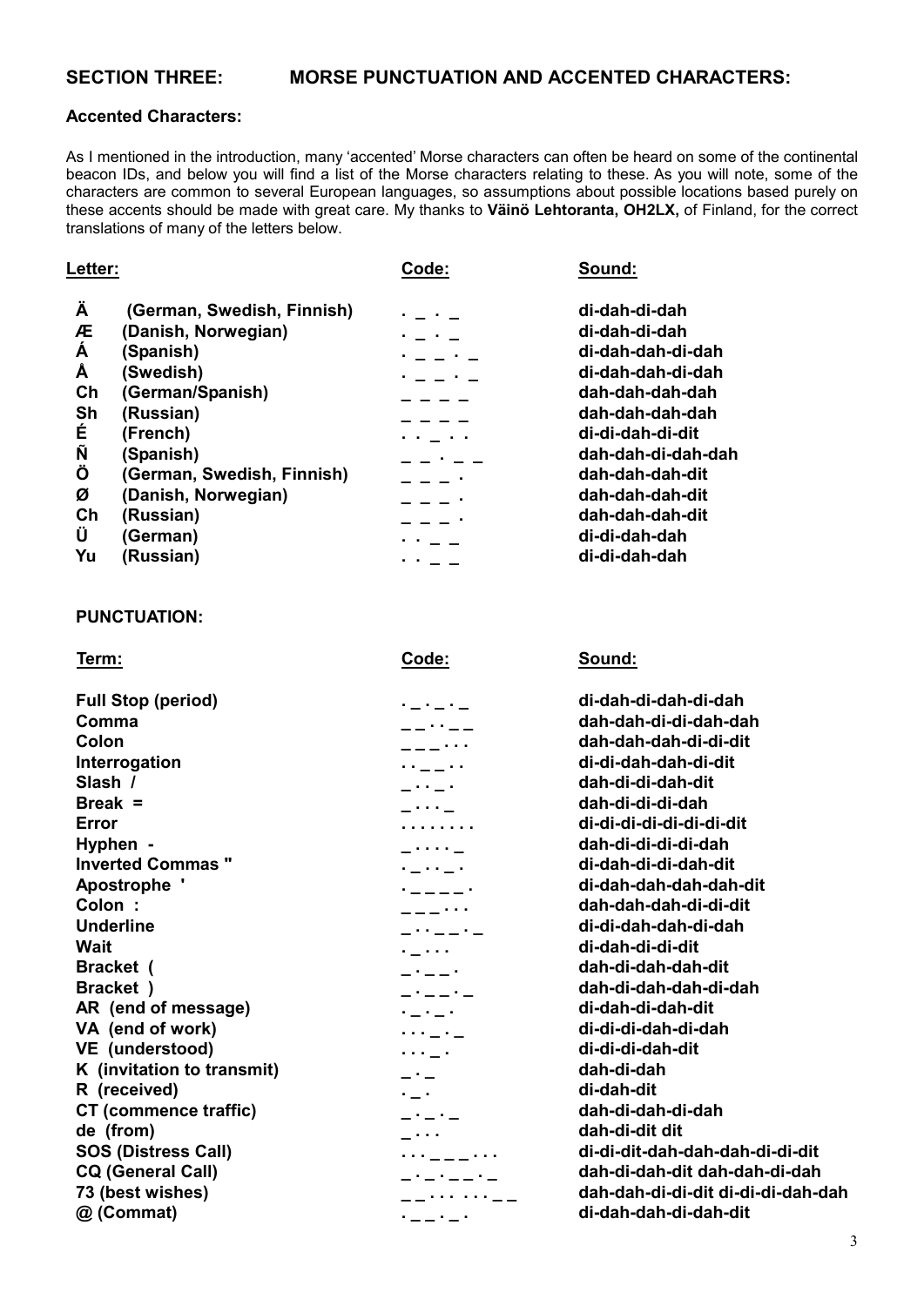## SECTION THREE: MORSE PUNCTUATION AND ACCENTED CHARACTERS:

### Accented Characters:

As I mentioned in the introduction, many 'accented' Morse characters can often be heard on some of the continental beacon IDs, and below you will find a list of the Morse characters relating to these. As you will note, some of the characters are common to several European languages, so assumptions about possible locations based purely on these accents should be made with great care. My thanks to **Väinö Lehtoranta, OH2LX,** of Finland, for the correct translations of many of the letters below.

| Letter: | | Code: | Sound: |
|---|---|---|---|
| **Ä** | **(German, Swedish, Finnish)** | . _ . _ | **di-dah-di-dah** |
| **Æ** | **(Danish, Norwegian)** | . _ . _ | **di-dah-di-dah** |
| **Á** | **(Spanish)** | . _ _ . _ | **di-dah-dah-di-dah** |
| **Å** | **(Swedish)** | . _ _ . _ | **di-dah-dah-di-dah** |
| **Ch** | **(German/Spanish)** | _ _ _ _ | **dah-dah-dah-dah** |
| **Sh** | **(Russian)** | _ _ _ _ | **dah-dah-dah-dah** |
| **É** | **(French)** | . . _ . . | **di-di-dah-di-dit** |
| **Ñ** | **(Spanish)** | _ _ . _ _ | **dah-dah-di-dah-dah** |
| **Ö** | **(German, Swedish, Finnish)** | _ _ _ . | **dah-dah-dah-dit** |
| **Ø** | **(Danish, Norwegian)** | _ _ _ . | **dah-dah-dah-dit** |
| **Ch** | **(Russian)** | _ _ _ . | **dah-dah-dah-dit** |
| **Ü** | **(German)** | . . _ _ | **di-di-dah-dah** |
| **Yu** | **(Russian)** | . . _ _ | **di-di-dah-dah** |

### PUNCTUATION:

| Term: | Code: | Sound: |
|---|---|---|
| **Full Stop (period)** | . _ . _ . _ | **di-dah-di-dah-di-dah** |
| **Comma** | _ _ . . _ _ | **dah-dah-di-di-dah-dah** |
| **Colon** | _ _ _ . . . | **dah-dah-dah-di-di-dit** |
| **Interrogation** | . . _ _ . . | **di-di-dah-dah-di-dit** |
| **Slash /** | _ . . _ . | **dah-di-di-dah-dit** |
| **Break =** | _ . . . _ | **dah-di-di-di-dah** |
| **Error** | . . . . . . . . | **di-di-di-di-di-di-di-dit** |
| **Hyphen -** | _ . . . . _ | **dah-di-di-di-di-dah** |
| **Inverted Commas "** | . _ . . _ . | **di-dah-di-di-dah-dit** |
| **Apostrophe '** | . _ _ _ _ . | **di-dah-dah-dah-dah-dit** |
| **Colon :** | _ _ _ . . . | **dah-dah-dah-di-di-dit** |
| **Underline** | _ . . _ _ . _ | **di-di-dah-dah-di-dah** |
| **Wait** | . _ . . . | **di-dah-di-di-dit** |
| **Bracket (** | _ . _ _ . | **dah-di-dah-dah-dit** |
| **Bracket )** | _ . _ _ . _ | **dah-di-dah-dah-di-dah** |
| **AR (end of message)** | . _ . _ . | **di-dah-di-dah-dit** |
| **VA (end of work)** | . . . _ . _ | **di-di-di-dah-di-dah** |
| **VE (understood)** | . . . _ . | **di-di-di-dah-dit** |
| **K (invitation to transmit)** | _ . _ | **dah-di-dah** |
| **R (received)** | . _ . | **di-dah-dit** |
| **CT (commence traffic)** | _ . _ . _ | **dah-di-dah-di-dah** |
| **de (from)** | _ . . . | **dah-di-dit dit** |
| **SOS (Distress Call)** | . . . _ _ _ . . . | **di-di-dit-dah-dah-dah-di-di-dit** |
| **CQ (General Call)** | _ . _ . _ _ . _ | **dah-di-dah-dit dah-dah-di-dah** |
| **73 (best wishes)** | _ _ . . . . . . _ _ | **dah-dah-di-di-dit di-di-di-dah-dah** |
| **@ (Commat)** | . _ _ . _ . | **di-dah-dah-di-dah-dit** |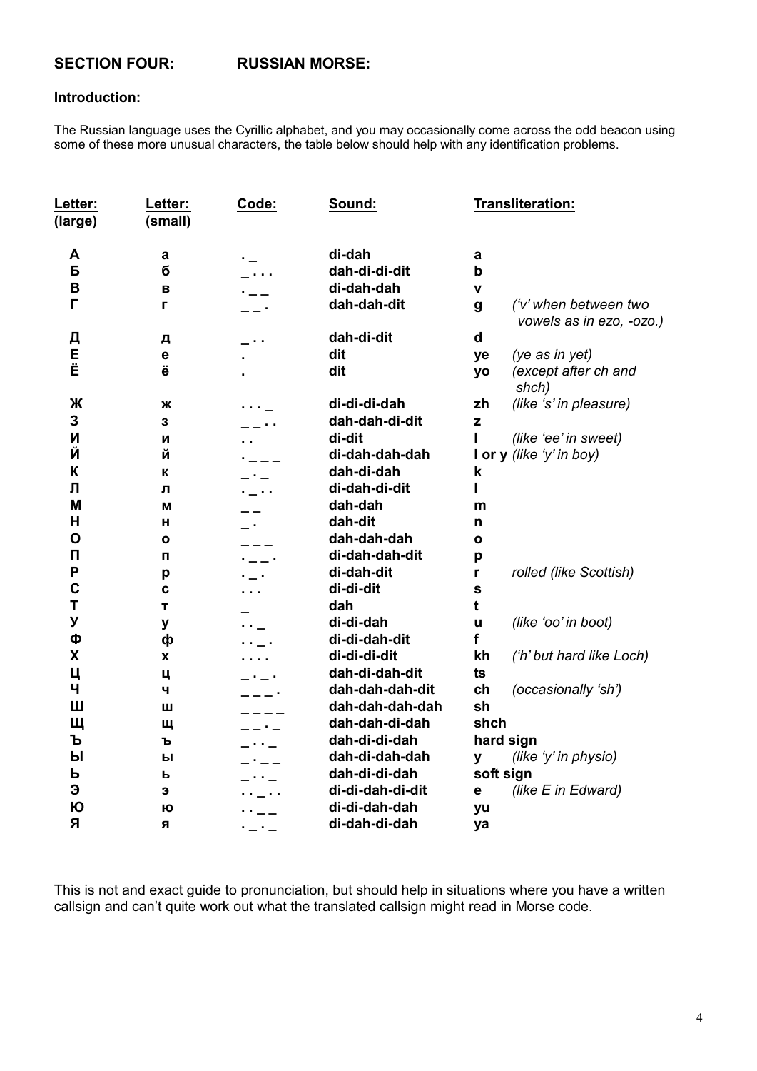## SECTION FOUR: RUSSIAN MORSE:

### Introduction:

The Russian language uses the Cyrillic alphabet, and you may occasionally come across the odd beacon using some of these more unusual characters, the table below should help with any identification problems.

| Letter: (large) | Letter: (small) | Code: | Sound: | Transliteration: | |
|---|---|---|---|---|---|
| А | а | . _ | di-dah | a | |
| Б | б | _ . . . | dah-di-di-dit | b | |
| В | в | . _ _ | di-dah-dah | v | |
| Г | г | _ _ . | dah-dah-dit | g | *('v' when between two vowels as in ezo, -ozo.)* |
| Д | д | _ . . | dah-di-dit | d | |
| Е | е | . | dit | ye | *(ye as in yet)* |
| Ё | ё | . | dit | yo | *(except after ch and shch)* |
| Ж | ж | . . . _ | di-di-di-dah | zh | *(like 's' in pleasure)* |
| З | з | _ _ . . | dah-dah-di-dit | z | |
| И | и | . . | di-dit | I | *(like 'ee' in sweet)* |
| Й | й | . _ _ _ | di-dah-dah-dah | I or y | *(like 'y' in boy)* |
| К | к | _ . _ | dah-di-dah | k | |
| Л | л | . _ . . | di-dah-di-dit | l | |
| М | м | _ _ | dah-dah | m | |
| Н | н | _ . | dah-dit | n | |
| О | о | _ _ _ | dah-dah-dah | o | |
| П | п | . _ _ . | di-dah-dah-dit | p | |
| Р | р | . _ . | di-dah-dit | r | rolled (like Scottish) |
| С | с | . . . | di-di-dit | s | |
| Т | т | _ | dah | t | |
| У | у | . . _ | di-di-dah | u | *(like 'oo' in boot)* |
| Ф | ф | . . _ . | di-di-dah-dit | f | |
| Х | х | . . . . | di-di-di-dit | kh | *('h' but hard like Loch)* |
| Ц | ц | _ . _ . | dah-di-dah-dit | ts | |
| Ч | ч | _ _ _ . | dah-dah-dah-dit | ch | *(occasionally 'sh')* |
| Ш | ш | _ _ _ _ | dah-dah-dah-dah | sh | |
| Щ | щ | _ _ . _ | dah-dah-di-dah | shch | |
| Ъ | ъ | _ . . _ | dah-di-di-dah | hard sign | |
| Ы | ы | _ . _ _ | dah-di-dah-dah | y | *(like 'y' in physio)* |
| Ь | ь | _ . . _ | dah-di-di-dah | soft sign | |
| Э | э | . . _ . . | di-di-dah-di-dit | e | *(like E in Edward)* |
| Ю | ю | . . _ _ | di-di-dah-dah | yu | |
| Я | я | . _ . _ | di-dah-di-dah | ya | |

This is not and exact guide to pronunciation, but should help in situations where you have a written callsign and can't quite work out what the translated callsign might read in Morse code.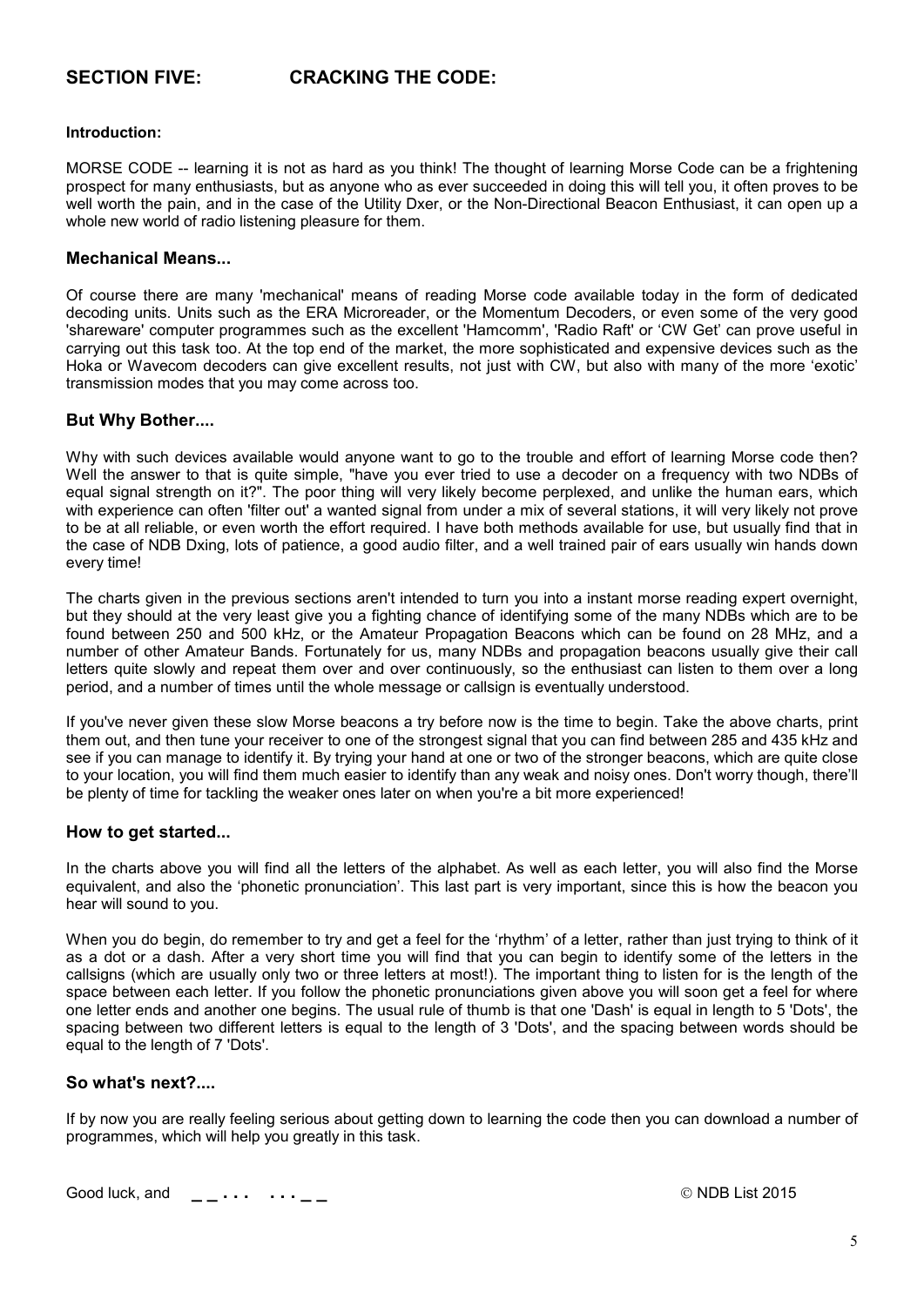## SECTION FIVE: CRACKING THE CODE:

**Introduction:**

MORSE CODE -- learning it is not as hard as you think! The thought of learning Morse Code can be a frightening prospect for many enthusiasts, but as anyone who as ever succeeded in doing this will tell you, it often proves to be well worth the pain, and in the case of the Utility Dxer, or the Non-Directional Beacon Enthusiast, it can open up a whole new world of radio listening pleasure for them.

### Mechanical Means...

Of course there are many 'mechanical' means of reading Morse code available today in the form of dedicated decoding units. Units such as the ERA Microreader, or the Momentum Decoders, or even some of the very good 'shareware' computer programmes such as the excellent 'Hamcomm', 'Radio Raft' or 'CW Get' can prove useful in carrying out this task too. At the top end of the market, the more sophisticated and expensive devices such as the Hoka or Wavecom decoders can give excellent results, not just with CW, but also with many of the more 'exotic' transmission modes that you may come across too.

### But Why Bother....

Why with such devices available would anyone want to go to the trouble and effort of learning Morse code then? Well the answer to that is quite simple, "have you ever tried to use a decoder on a frequency with two NDBs of equal signal strength on it?". The poor thing will very likely become perplexed, and unlike the human ears, which with experience can often 'filter out' a wanted signal from under a mix of several stations, it will very likely not prove to be at all reliable, or even worth the effort required. I have both methods available for use, but usually find that in the case of NDB Dxing, lots of patience, a good audio filter, and a well trained pair of ears usually win hands down every time!

The charts given in the previous sections aren't intended to turn you into a instant morse reading expert overnight, but they should at the very least give you a fighting chance of identifying some of the many NDBs which are to be found between 250 and 500 kHz, or the Amateur Propagation Beacons which can be found on 28 MHz, and a number of other Amateur Bands. Fortunately for us, many NDBs and propagation beacons usually give their call letters quite slowly and repeat them over and over continuously, so the enthusiast can listen to them over a long period, and a number of times until the whole message or callsign is eventually understood.

If you've never given these slow Morse beacons a try before now is the time to begin. Take the above charts, print them out, and then tune your receiver to one of the strongest signal that you can find between 285 and 435 kHz and see if you can manage to identify it. By trying your hand at one or two of the stronger beacons, which are quite close to your location, you will find them much easier to identify than any weak and noisy ones. Don't worry though, there'll be plenty of time for tackling the weaker ones later on when you're a bit more experienced!

### How to get started...

In the charts above you will find all the letters of the alphabet. As well as each letter, you will also find the Morse equivalent, and also the 'phonetic pronunciation'. This last part is very important, since this is how the beacon you hear will sound to you.

When you do begin, do remember to try and get a feel for the 'rhythm' of a letter, rather than just trying to think of it as a dot or a dash. After a very short time you will find that you can begin to identify some of the letters in the callsigns (which are usually only two or three letters at most!). The important thing to listen for is the length of the space between each letter. If you follow the phonetic pronunciations given above you will soon get a feel for where one letter ends and another one begins. The usual rule of thumb is that one 'Dash' is equal in length to 5 'Dots', the spacing between two different letters is equal to the length of 3 'Dots', and the spacing between words should be equal to the length of 7 'Dots'.

### So what's next?....

If by now you are really feeling serious about getting down to learning the code then you can download a number of programmes, which will help you greatly in this task.

Good luck, and **_ _ . . .   . . . _ _**

© NDB List 2015